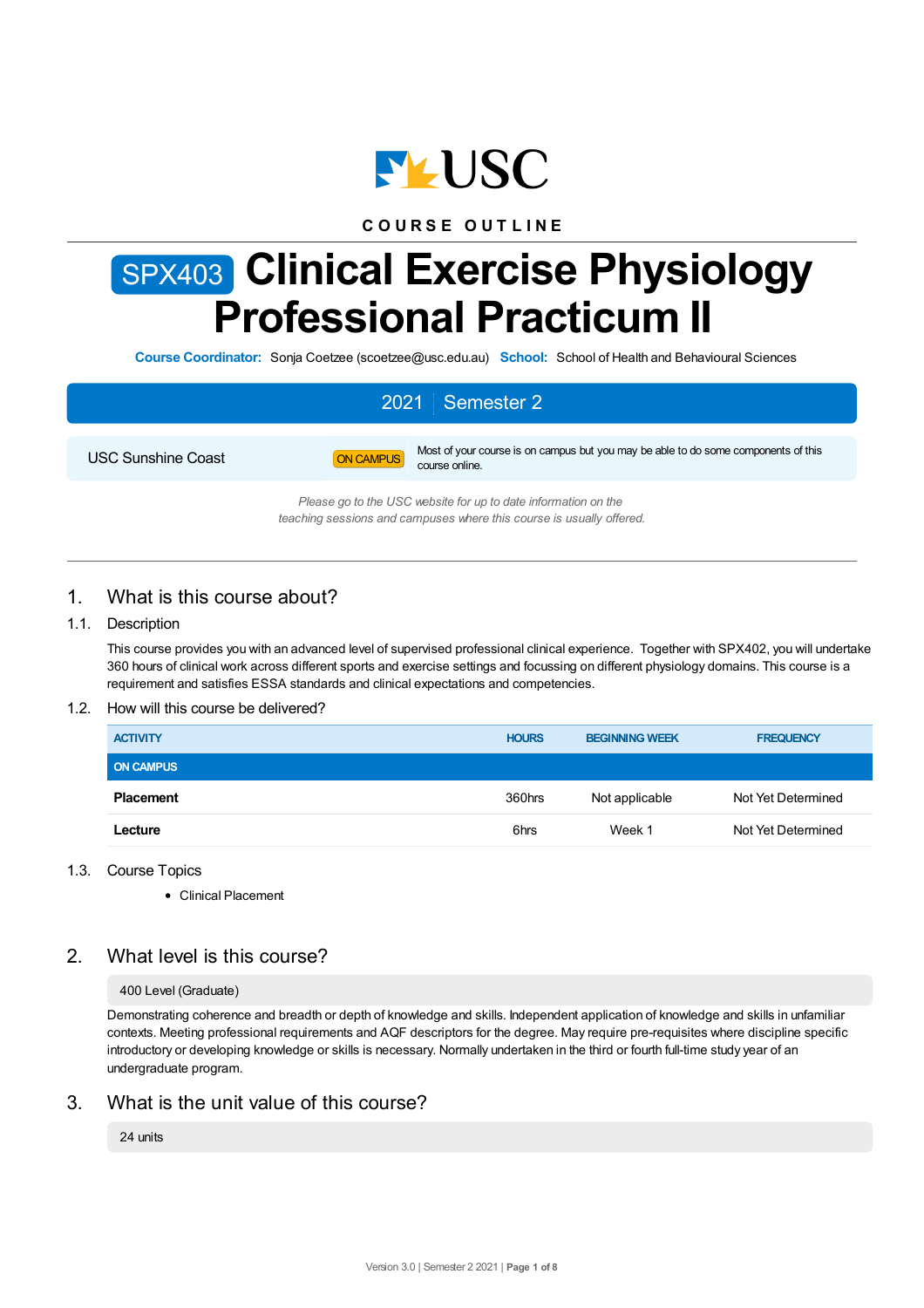COURSE OUTLINE

# SPX403 Clinical Exercise Physiology Professional Practicum II

**Course Coordinator:** Sonja Coetzee (scoetzee@usc.edu.au) **School:** School of Health and Behavioural Sciences

| 2021 | Semester 2 |
|---|---|

| USC Sunshine Coast | ON CAMPUS | Most of your course is on campus but you may be able to do some components of this course online. |
|---|---|---|

*Please go to the USC website for up to date information on the teaching sessions and campuses where this course is usually offered.*

## 1. What is this course about?

### 1.1. Description

This course provides you with an advanced level of supervised professional clinical experience. Together with SPX402, you will undertake 360 hours of clinical work across different sports and exercise settings and focusing on different physiology domains. This course is a requirement and satisfies ESSA standards and clinical expectations and competencies.

### 1.2. How will this course be delivered?

| ACTIVITY | HOURS | BEGINNING WEEK | FREQUENCY |
|---|---|---|---|
| **ON CAMPUS** | | | |
| **Placement** | 360hrs | Not applicable | Not Yet Determined |
| **Lecture** | 6hrs | Week 1 | Not Yet Determined |

### 1.3. Course Topics

- Clinical Placement

## 2. What level is this course?

400 Level (Graduate)

Demonstrating coherence and breadth or depth of knowledge and skills. Independent application of knowledge and skills in unfamiliar contexts. Meeting professional requirements and AQF descriptors for the degree. May require pre-requisites where discipline specific introductory or developing knowledge or skills is necessary. Normally undertaken in the third or fourth full-time study year of an undergraduate program.

## 3. What is the unit value of this course?

24 units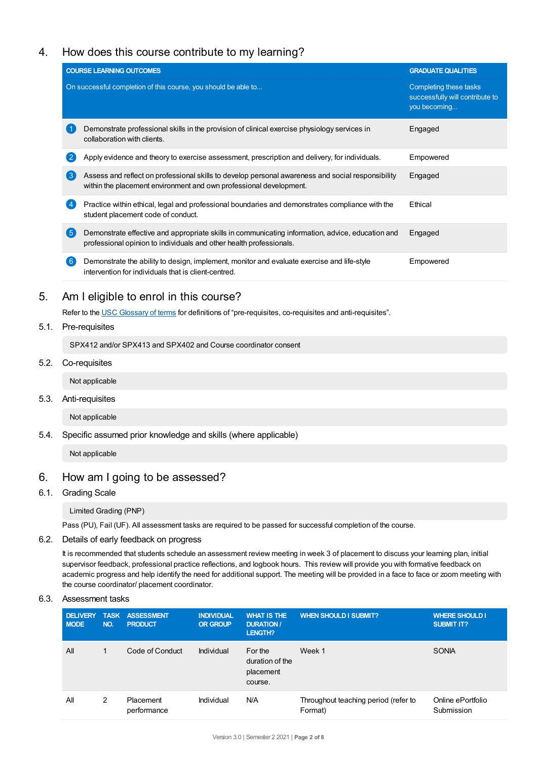## 4. How does this course contribute to my learning?

| COURSE LEARNING OUTCOMES<br>On successful completion of this course, you should be able to... | GRADUATE QUALITIES<br>Completing these tasks successfully will contribute to you becoming... |
|---|---|
| 1 Demonstrate professional skills in the provision of clinical exercise physiology services in collaboration with clients. | Engaged |
| 2 Apply evidence and theory to exercise assessment, prescription and delivery, for individuals. | Empowered |
| 3 Assess and reflect on professional skills to develop personal awareness and social responsibility within the placement environment and own professional development. | Engaged |
| 4 Practice within ethical, legal and professional boundaries and demonstrates compliance with the student placement code of conduct. | Ethical |
| 5 Demonstrate effective and appropriate skills in communicating information, advice, education and professional opinion to individuals and other health professionals. | Engaged |
| 6 Demonstrate the ability to design, implement, monitor and evaluate exercise and life-style intervention for individuals that is client-centred. | Empowered |

## 5. Am I eligible to enrol in this course?

Refer to the USC Glossary of terms for definitions of "pre-requisites, co-requisites and anti-requisites".

### 5.1. Pre-requisites

SPX412 and/or SPX413 and SPX402 and Course coordinator consent

### 5.2. Co-requisites

Not applicable

### 5.3. Anti-requisites

Not applicable

### 5.4. Specific assumed prior knowledge and skills (where applicable)

Not applicable

## 6. How am I going to be assessed?

### 6.1. Grading Scale

Limited Grading (PNP)

Pass (PU), Fail (UF). All assessment tasks are required to be passed for successful completion of the course.

### 6.2. Details of early feedback on progress

It is recommended that students schedule an assessment review meeting in week 3 of placement to discuss your learning plan, initial supervisor feedback, professional practice reflections, and logbook hours. This review will provide you with formative feedback on academic progress and help identify the need for additional support. The meeting will be provided in a face to face or zoom meeting with the course coordinator/ placement coordinator.

### 6.3. Assessment tasks

| DELIVERY MODE | TASK NO. | ASSESSMENT PRODUCT | INDIVIDUAL OR GROUP | WHAT IS THE DURATION / LENGTH? | WHEN SHOULD I SUBMIT? | WHERE SHOULD I SUBMIT IT? |
|---|---|---|---|---|---|---|
| All | 1 | Code of Conduct | Individual | For the duration of the placement course. | Week 1 | SONIA |
| All | 2 | Placement performance | Individual | N/A | Throughout teaching period (refer to Format) | Online ePortfolio Submission |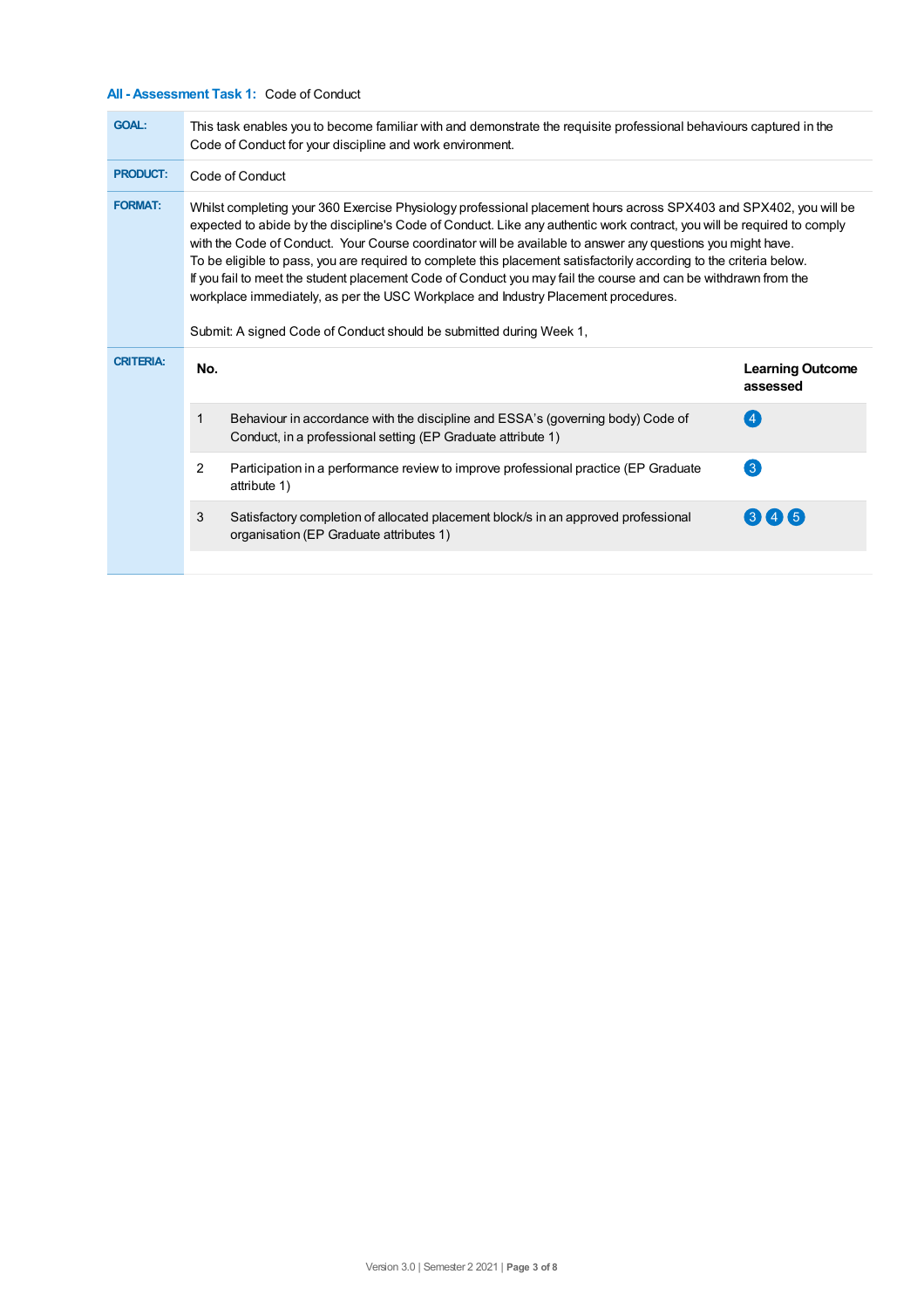### All - Assessment Task 1: Code of Conduct

**GOAL:** This task enables you to become familiar with and demonstrate the requisite professional behaviours captured in the Code of Conduct for your discipline and work environment.

**PRODUCT:** Code of Conduct

**FORMAT:** Whilst completing your 360 Exercise Physiology professional placement hours across SPX403 and SPX402, you will be expected to abide by the discipline's Code of Conduct. Like any authentic work contract, you will be required to comply with the Code of Conduct. Your Course coordinator will be available to answer any questions you might have.
To be eligible to pass, you are required to complete this placement satisfactorily according to the criteria below.
If you fail to meet the student placement Code of Conduct you may fail the course and can be withdrawn from the workplace immediately, as per the USC Workplace and Industry Placement procedures.

Submit: A signed Code of Conduct should be submitted during Week 1,

**CRITERIA:**

| No. | | Learning Outcome assessed |
|---|---|---|
| 1 | Behaviour in accordance with the discipline and ESSA's (governing body) Code of Conduct, in a professional setting (EP Graduate attribute 1) | 4 |
| 2 | Participation in a performance review to improve professional practice (EP Graduate attribute 1) | 3 |
| 3 | Satisfactory completion of allocated placement block/s in an approved professional organisation (EP Graduate attributes 1) | 3 4 5 |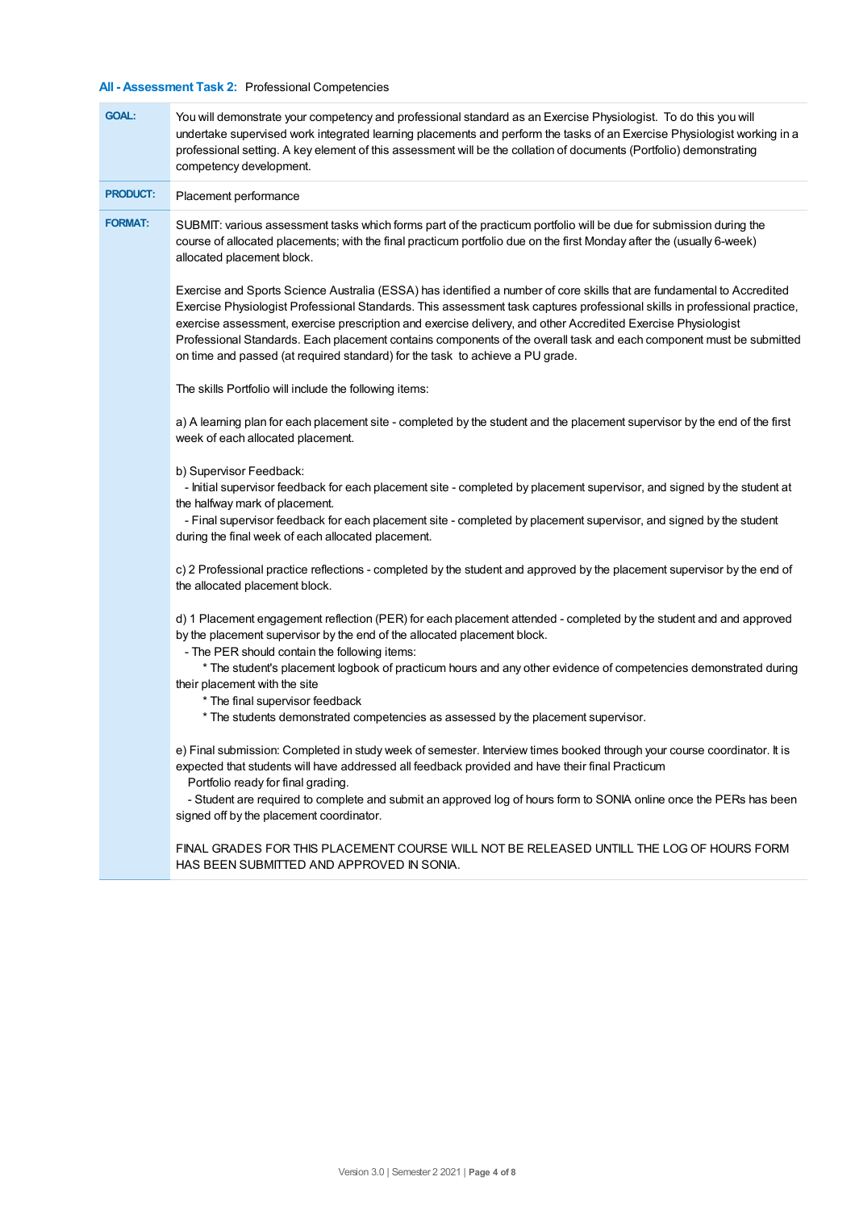### All - Assessment Task 2: Professional Competencies

| | |
|---|---|
| **GOAL:** | You will demonstrate your competency and professional standard as an Exercise Physiologist. To do this you will undertake supervised work integrated learning placements and perform the tasks of an Exercise Physiologist working in a professional setting. A key element of this assessment will be the collation of documents (Portfolio) demonstrating competency development. |
| **PRODUCT:** | Placement performance |
| **FORMAT:** | SUBMIT: various assessment tasks which forms part of the practicum portfolio will be due for submission during the course of allocated placements; with the final practicum portfolio due on the first Monday after the (usually 6-week) allocated placement block.<br><br>Exercise and Sports Science Australia (ESSA) has identified a number of core skills that are fundamental to Accredited Exercise Physiologist Professional Standards. This assessment task captures professional skills in professional practice, exercise assessment, exercise prescription and exercise delivery, and other Accredited Exercise Physiologist Professional Standards. Each placement contains components of the overall task and each component must be submitted on time and passed (at required standard) for the task to achieve a PU grade.<br><br>The skills Portfolio will include the following items:<br><br>a) A learning plan for each placement site - completed by the student and the placement supervisor by the end of the first week of each allocated placement.<br><br>b) Supervisor Feedback:<br>- Initial supervisor feedback for each placement site - completed by placement supervisor, and signed by the student at the halfway mark of placement.<br>- Final supervisor feedback for each placement site - completed by placement supervisor, and signed by the student during the final week of each allocated placement.<br><br>c) 2 Professional practice reflections - completed by the student and approved by the placement supervisor by the end of the allocated placement block.<br><br>d) 1 Placement engagement reflection (PER) for each placement attended - completed by the student and and approved by the placement supervisor by the end of the allocated placement block.<br>- The PER should contain the following items:<br>* The student's placement logbook of practicum hours and any other evidence of competencies demonstrated during their placement with the site<br>* The final supervisor feedback<br>* The students demonstrated competencies as assessed by the placement supervisor.<br><br>e) Final submission: Completed in study week of semester. Interview times booked through your course coordinator. It is expected that students will have addressed all feedback provided and have their final Practicum Portfolio ready for final grading.<br>- Student are required to complete and submit an approved log of hours form to SONIA online once the PERs has been signed off by the placement coordinator.<br><br>FINAL GRADES FOR THIS PLACEMENT COURSE WILL NOT BE RELEASED UNTILL THE LOG OF HOURS FORM HAS BEEN SUBMITTED AND APPROVED IN SONIA. |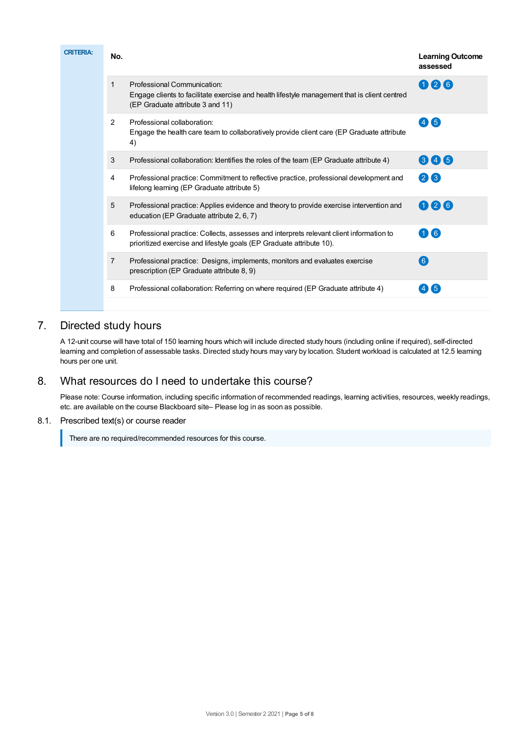**CRITERIA:**

| No. | | Learning Outcome assessed |
|---|---|---|
| 1 | Professional Communication: Engage clients to facilitate exercise and health lifestyle management that is client centred (EP Graduate attribute 3 and 11) | 1 2 6 |
| 2 | Professional collaboration: Engage the health care team to collaboratively provide client care (EP Graduate attribute 4) | 4 5 |
| 3 | Professional collaboration: Identifies the roles of the team (EP Graduate attribute 4) | 3 4 5 |
| 4 | Professional practice: Commitment to reflective practice, professional development and lifelong learning (EP Graduate attribute 5) | 2 3 |
| 5 | Professional practice: Applies evidence and theory to provide exercise intervention and education (EP Graduate attribute 2, 6, 7) | 1 2 6 |
| 6 | Professional practice: Collects, assesses and interprets relevant client information to prioritized exercise and lifestyle goals (EP Graduate attribute 10). | 1 6 |
| 7 | Professional practice: Designs, implements, monitors and evaluates exercise prescription (EP Graduate attribute 8, 9) | 6 |
| 8 | Professional collaboration: Referring on where required (EP Graduate attribute 4) | 4 5 |

## 7. Directed study hours

A 12-unit course will have total of 150 learning hours which will include directed study hours (including online if required), self-directed learning and completion of assessable tasks. Directed study hours may vary by location. Student workload is calculated at 12.5 learning hours per one unit.

## 8. What resources do I need to undertake this course?

Please note: Course information, including specific information of recommended readings, learning activities, resources, weekly readings, etc. are available on the course Blackboard site– Please log in as soon as possible.

### 8.1. Prescribed text(s) or course reader

There are no required/recommended resources for this course.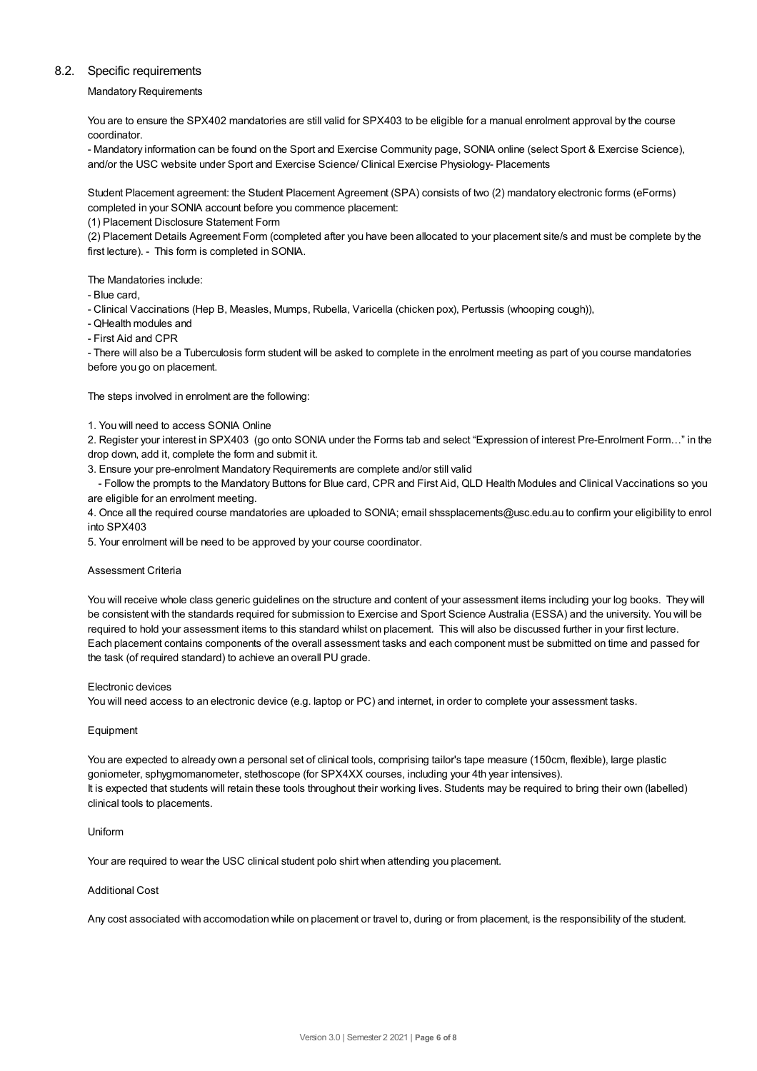## 8.2. Specific requirements

Mandatory Requirements

You are to ensure the SPX402 mandatories are still valid for SPX403 to be eligible for a manual enrolment approval by the course coordinator.

- Mandatory information can be found on the Sport and Exercise Community page, SONIA online (select Sport & Exercise Science), and/or the USC website under Sport and Exercise Science/ Clinical Exercise Physiology- Placements

Student Placement agreement: the Student Placement Agreement (SPA) consists of two (2) mandatory electronic forms (eForms) completed in your SONIA account before you commence placement:

(1) Placement Disclosure Statement Form

(2) Placement Details Agreement Form (completed after you have been allocated to your placement site/s and must be complete by the first lecture). - This form is completed in SONIA.

The Mandatories include:

- Blue card,
- Clinical Vaccinations (Hep B, Measles, Mumps, Rubella, Varicella (chicken pox), Pertussis (whooping cough)),
- QHealth modules and
- First Aid and CPR
- There will also be a Tuberculosis form student will be asked to complete in the enrolment meeting as part of you course mandatories before you go on placement.

The steps involved in enrolment are the following:

1. You will need to access SONIA Online
2. Register your interest in SPX403 (go onto SONIA under the Forms tab and select "Expression of interest Pre-Enrolment Form…" in the drop down, add it, complete the form and submit it.
3. Ensure your pre-enrolment Mandatory Requirements are complete and/or still valid
   - Follow the prompts to the Mandatory Buttons for Blue card, CPR and First Aid, QLD Health Modules and Clinical Vaccinations so you are eligible for an enrolment meeting.
4. Once all the required course mandatories are uploaded to SONIA; email shssplacements@usc.edu.au to confirm your eligibility to enrol into SPX403
5. Your enrolment will be need to be approved by your course coordinator.

Assessment Criteria

You will receive whole class generic guidelines on the structure and content of your assessment items including your log books. They will be consistent with the standards required for submission to Exercise and Sport Science Australia (ESSA) and the university. You will be required to hold your assessment items to this standard whilst on placement. This will also be discussed further in your first lecture. Each placement contains components of the overall assessment tasks and each component must be submitted on time and passed for the task (of required standard) to achieve an overall PU grade.

Electronic devices

You will need access to an electronic device (e.g. laptop or PC) and internet, in order to complete your assessment tasks.

Equipment

You are expected to already own a personal set of clinical tools, comprising tailor's tape measure (150cm, flexible), large plastic goniometer, sphygmomanometer, stethoscope (for SPX4XX courses, including your 4th year intensives).
It is expected that students will retain these tools throughout their working lives. Students may be required to bring their own (labelled) clinical tools to placements.

Uniform

Your are required to wear the USC clinical student polo shirt when attending you placement.

Additional Cost

Any cost associated with accomodation while on placement or travel to, during or from placement, is the responsibility of the student.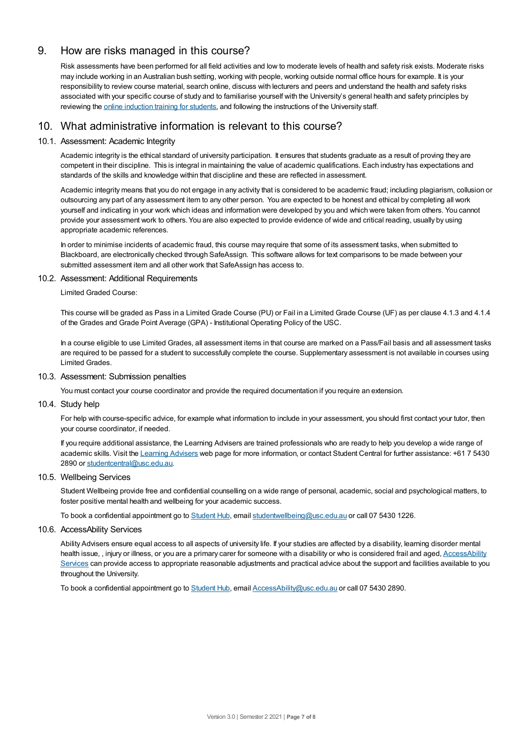## 9. How are risks managed in this course?

Risk assessments have been performed for all field activities and low to moderate levels of health and safety risk exists. Moderate risks may include working in an Australian bush setting, working with people, working outside normal office hours for example. It is your responsibility to review course material, search online, discuss with lecturers and peers and understand the health and safety risks associated with your specific course of study and to familiarise yourself with the University's general health and safety principles by reviewing the online induction training for students, and following the instructions of the University staff.

## 10. What administrative information is relevant to this course?

### 10.1. Assessment: Academic Integrity

Academic integrity is the ethical standard of university participation. It ensures that students graduate as a result of proving they are competent in their discipline. This is integral in maintaining the value of academic qualifications. Each industry has expectations and standards of the skills and knowledge within that discipline and these are reflected in assessment.

Academic integrity means that you do not engage in any activity that is considered to be academic fraud; including plagiarism, collusion or outsourcing any part of any assessment item to any other person. You are expected to be honest and ethical by completing all work yourself and indicating in your work which ideas and information were developed by you and which were taken from others. You cannot provide your assessment work to others. You are also expected to provide evidence of wide and critical reading, usually by using appropriate academic references.

In order to minimise incidents of academic fraud, this course may require that some of its assessment tasks, when submitted to Blackboard, are electronically checked through SafeAssign. This software allows for text comparisons to be made between your submitted assessment item and all other work that SafeAssign has access to.

### 10.2. Assessment: Additional Requirements

Limited Graded Course:

This course will be graded as Pass in a Limited Grade Course (PU) or Fail in a Limited Grade Course (UF) as per clause 4.1.3 and 4.1.4 of the Grades and Grade Point Average (GPA) - Institutional Operating Policy of the USC.

In a course eligible to use Limited Grades, all assessment items in that course are marked on a Pass/Fail basis and all assessment tasks are required to be passed for a student to successfully complete the course. Supplementary assessment is not available in courses using Limited Grades.

### 10.3. Assessment: Submission penalties

You must contact your course coordinator and provide the required documentation if you require an extension.

### 10.4. Study help

For help with course-specific advice, for example what information to include in your assessment, you should first contact your tutor, then your course coordinator, if needed.

If you require additional assistance, the Learning Advisers are trained professionals who are ready to help you develop a wide range of academic skills. Visit the Learning Advisers web page for more information, or contact Student Central for further assistance: +61 7 5430 2890 or studentcentral@usc.edu.au.

### 10.5. Wellbeing Services

Student Wellbeing provide free and confidential counselling on a wide range of personal, academic, social and psychological matters, to foster positive mental health and wellbeing for your academic success.

To book a confidential appointment go to Student Hub, email studentwellbeing@usc.edu.au or call 07 5430 1226.

### 10.6. AccessAbility Services

Ability Advisers ensure equal access to all aspects of university life. If your studies are affected by a disability, learning disorder mental health issue, , injury or illness, or you are a primary carer for someone with a disability or who is considered frail and aged, AccessAbility Services can provide access to appropriate reasonable adjustments and practical advice about the support and facilities available to you throughout the University.

To book a confidential appointment go to Student Hub, email AccessAbility@usc.edu.au or call 07 5430 2890.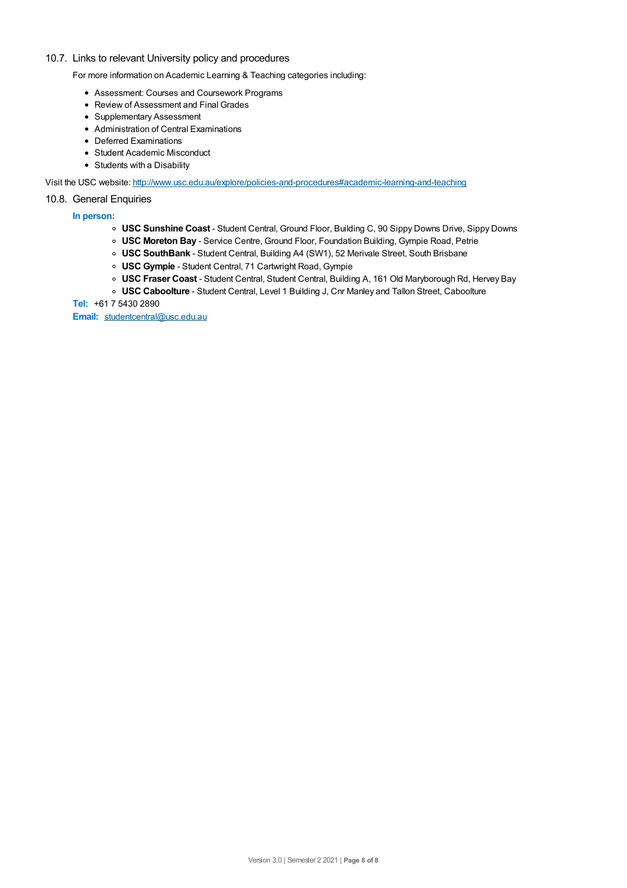### 10.7. Links to relevant University policy and procedures

For more information on Academic Learning & Teaching categories including:

- Assessment: Courses and Coursework Programs
- Review of Assessment and Final Grades
- Supplementary Assessment
- Administration of Central Examinations
- Deferred Examinations
- Student Academic Misconduct
- Students with a Disability

Visit the USC website: [http://www.usc.edu.au/explore/policies-and-procedures#academic-learning-and-teaching](http://www.usc.edu.au/explore/policies-and-procedures#academic-learning-and-teaching)

### 10.8. General Enquiries

**In person:**

- **USC Sunshine Coast** - Student Central, Ground Floor, Building C, 90 Sippy Downs Drive, Sippy Downs
- **USC Moreton Bay** - Service Centre, Ground Floor, Foundation Building, Gympie Road, Petrie
- **USC SouthBank** - Student Central, Building A4 (SW1), 52 Merivale Street, South Brisbane
- **USC Gympie** - Student Central, 71 Cartwright Road, Gympie
- **USC Fraser Coast** - Student Central, Student Central, Building A, 161 Old Maryborough Rd, Hervey Bay
- **USC Caboolture** - Student Central, Level 1 Building J, Cnr Manley and Tallon Street, Caboolture

**Tel:** +61 7 5430 2890

**Email:** [studentcentral@usc.edu.au](mailto:studentcentral@usc.edu.au)